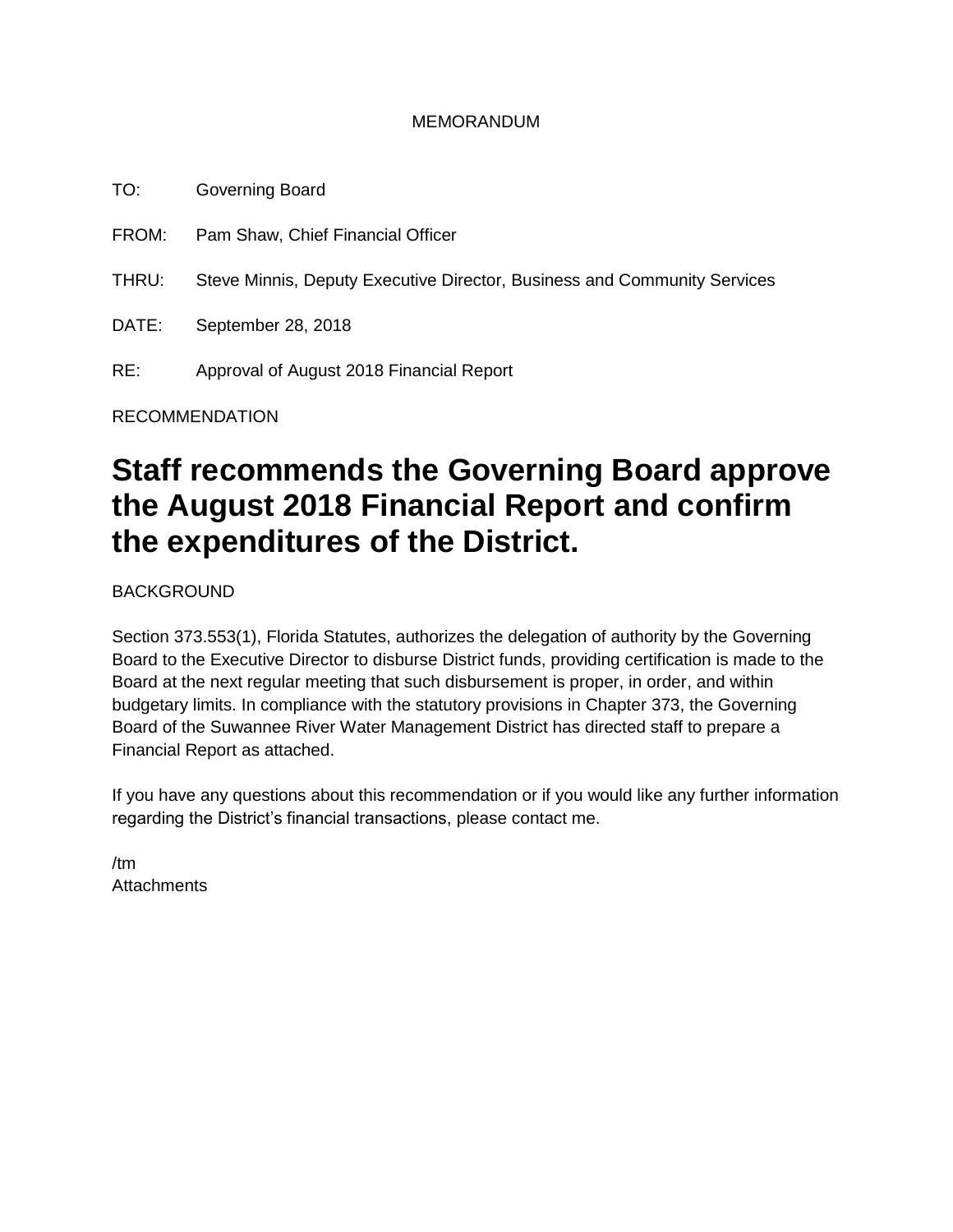MEMORANDUM

TO: Governing Board

FROM: Pam Shaw, Chief Financial Officer

THRU: Steve Minnis, Deputy Executive Director, Business and Community Services

DATE: September 28, 2018

RE: Approval of August 2018 Financial Report

RECOMMENDATION

# Staff recommends the Governing Board approve the August 2018 Financial Report and confirm the expenditures of the District.

BACKGROUND

Section 373.553(1), Florida Statutes, authorizes the delegation of authority by the Governing Board to the Executive Director to disburse District funds, providing certification is made to the Board at the next regular meeting that such disbursement is proper, in order, and within budgetary limits. In compliance with the statutory provisions in Chapter 373, the Governing Board of the Suwannee River Water Management District has directed staff to prepare a Financial Report as attached.

If you have any questions about this recommendation or if you would like any further information regarding the District's financial transactions, please contact me.

/tm
Attachments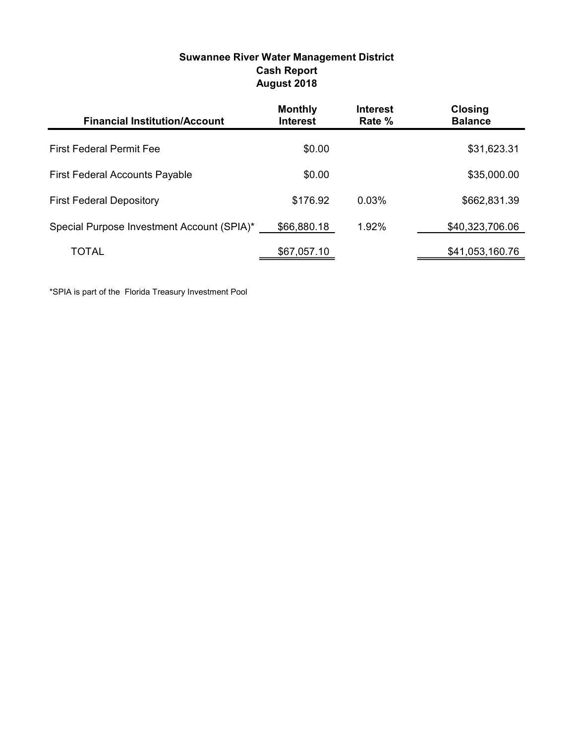## Suwannee River Water Management District
## Cash Report
## August 2018

| Financial Institution/Account | Monthly Interest | Interest Rate % | Closing Balance |
|---|---|---|---|
| First Federal Permit Fee | $0.00 | | $31,623.31 |
| First Federal Accounts Payable | $0.00 | | $35,000.00 |
| First Federal Depository | $176.92 | 0.03% | $662,831.39 |
| Special Purpose Investment Account (SPIA)* | $66,880.18 | 1.92% | $40,323,706.06 |
| TOTAL | $67,057.10 | | $41,053,160.76 |

*SPIA is part of the Florida Treasury Investment Pool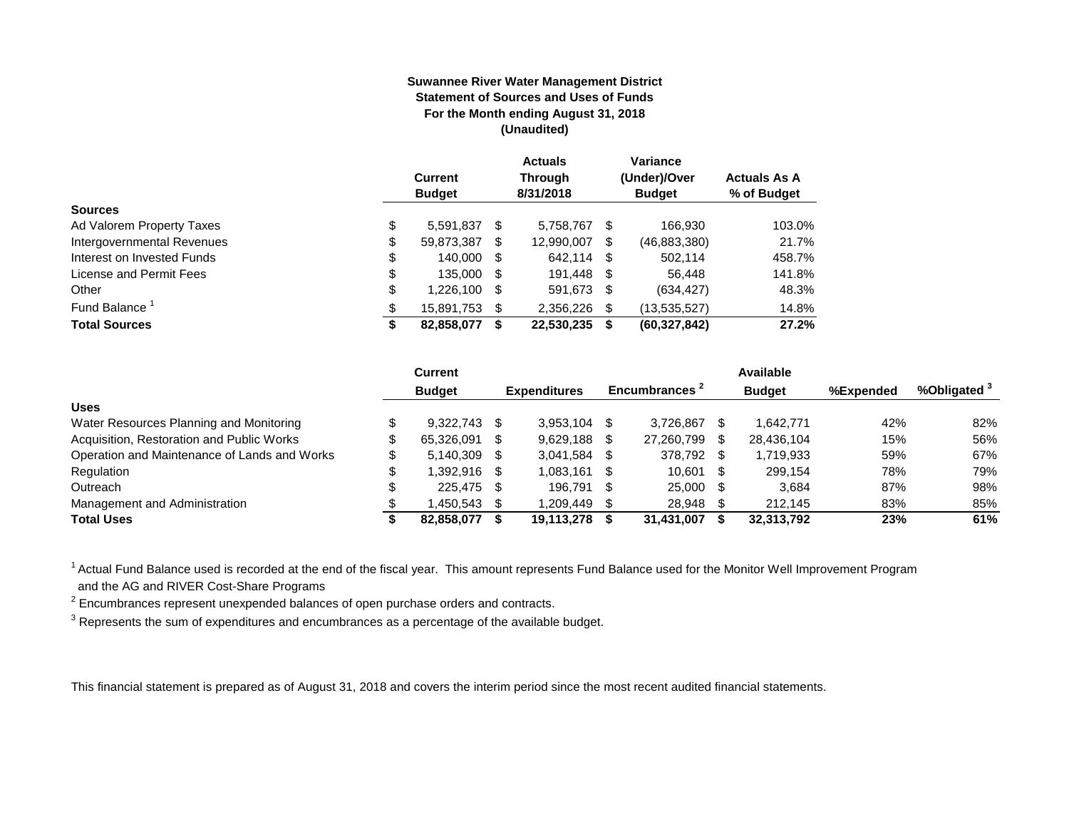**Suwannee River Water Management District**
**Statement of Sources and Uses of Funds**
**For the Month ending August 31, 2018**
**(Unaudited)**

| | Current Budget | Actuals Through 8/31/2018 | Variance (Under)/Over Budget | Actuals As A % of Budget |
|---|---|---|---|---|
| **Sources** | | | | |
| Ad Valorem Property Taxes | $ 5,591,837 | $ 5,758,767 | $ 166,930 | 103.0% |
| Intergovernmental Revenues | $ 59,873,387 | $ 12,990,007 | $ (46,883,380) | 21.7% |
| Interest on Invested Funds | $ 140,000 | $ 642,114 | $ 502,114 | 458.7% |
| License and Permit Fees | $ 135,000 | $ 191,448 | $ 56,448 | 141.8% |
| Other | $ 1,226,100 | $ 591,673 | $ (634,427) | 48.3% |
| Fund Balance [1] | $ 15,891,753 | $ 2,356,226 | $ (13,535,527) | 14.8% |
| **Total Sources** | **$ 82,858,077** | **$ 22,530,235** | **$ (60,327,842)** | **27.2%** |

| | Current Budget | Expenditures | Encumbrances [2] | Available Budget | %Expended | %Obligated [3] |
|---|---|---|---|---|---|---|
| **Uses** | | | | | | |
| Water Resources Planning and Monitoring | $ 9,322,743 | $ 3,953,104 | $ 3,726,867 | $ 1,642,771 | 42% | 82% |
| Acquisition, Restoration and Public Works | $ 65,326,091 | $ 9,629,188 | $ 27,260,799 | $ 28,436,104 | 15% | 56% |
| Operation and Maintenance of Lands and Works | $ 5,140,309 | $ 3,041,584 | $ 378,792 | $ 1,719,933 | 59% | 67% |
| Regulation | $ 1,392,916 | $ 1,083,161 | $ 10,601 | $ 299,154 | 78% | 79% |
| Outreach | $ 225,475 | $ 196,791 | $ 25,000 | $ 3,684 | 87% | 98% |
| Management and Administration | $ 1,450,543 | $ 1,209,449 | $ 28,948 | $ 212,145 | 83% | 85% |
| **Total Uses** | **$ 82,858,077** | **$ 19,113,278** | **$ 31,431,007** | **$ 32,313,792** | **23%** | **61%** |

[1] Actual Fund Balance used is recorded at the end of the fiscal year. This amount represents Fund Balance used for the Monitor Well Improvement Program and the AG and RIVER Cost-Share Programs

[2] Encumbrances represent unexpended balances of open purchase orders and contracts.

[3] Represents the sum of expenditures and encumbrances as a percentage of the available budget.

This financial statement is prepared as of August 31, 2018 and covers the interim period since the most recent audited financial statements.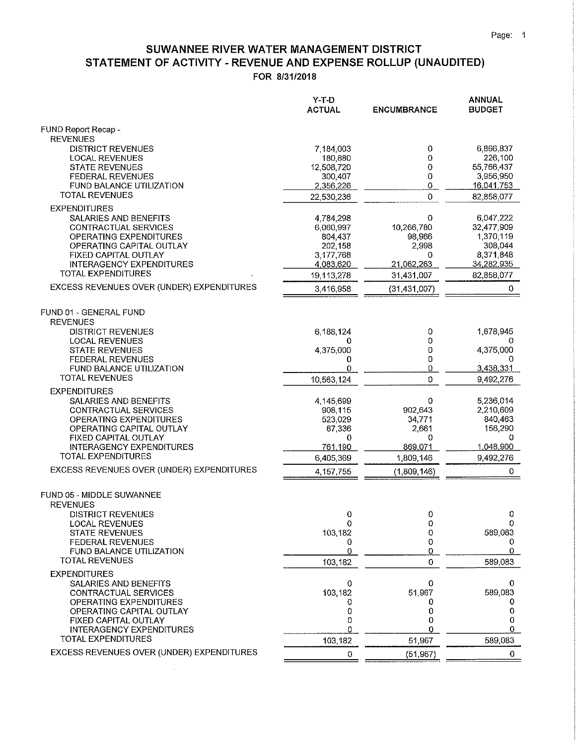# SUWANNEE RIVER WATER MANAGEMENT DISTRICT

## STATEMENT OF ACTIVITY - REVENUE AND EXPENSE ROLLUP (UNAUDITED)

### FOR 8/31/2018

| | Y-T-D ACTUAL | ENCUMBRANCE | ANNUAL BUDGET |
|---|---|---|---|
| **FUND Report Recap -** | | | |
| REVENUES | | | |
| DISTRICT REVENUES | 7,184,003 | 0 | 6,866,837 |
| LOCAL REVENUES | 180,880 | 0 | 226,100 |
| STATE REVENUES | 12,508,720 | 0 | 55,766,437 |
| FEDERAL REVENUES | 300,407 | 0 | 3,956,950 |
| FUND BALANCE UTILIZATION | 2,356,226 | 0 | 16,041,753 |
| TOTAL REVENUES | 22,530,236 | 0 | 82,858,077 |
| EXPENDITURES | | | |
| SALARIES AND BENEFITS | 4,784,298 | 0 | 6,047,222 |
| CONTRACTUAL SERVICES | 6,060,997 | 10,266,780 | 32,477,909 |
| OPERATING EXPENDITURES | 804,437 | 98,966 | 1,370,119 |
| OPERATING CAPITAL OUTLAY | 202,158 | 2,998 | 308,044 |
| FIXED CAPITAL OUTLAY | 3,177,768 | 0 | 8,371,848 |
| INTERAGENCY EXPENDITURES | 4,083,620 | 21,062,263 | 34,282,935 |
| TOTAL EXPENDITURES | 19,113,278 | 31,431,007 | 82,858,077 |
| EXCESS REVENUES OVER (UNDER) EXPENDITURES | 3,416,958 | (31,431,007) | 0 |
| **FUND 01 - GENERAL FUND** | | | |
| REVENUES | | | |
| DISTRICT REVENUES | 6,188,124 | 0 | 1,678,945 |
| LOCAL REVENUES | 0 | 0 | 0 |
| STATE REVENUES | 4,375,000 | 0 | 4,375,000 |
| FEDERAL REVENUES | 0 | 0 | 0 |
| FUND BALANCE UTILIZATION | 0 | 0 | 3,438,331 |
| TOTAL REVENUES | 10,563,124 | 0 | 9,492,276 |
| EXPENDITURES | | | |
| SALARIES AND BENEFITS | 4,145,699 | 0 | 5,236,014 |
| CONTRACTUAL SERVICES | 908,115 | 902,643 | 2,210,609 |
| OPERATING EXPENDITURES | 523,029 | 34,771 | 840,463 |
| OPERATING CAPITAL OUTLAY | 67,336 | 2,661 | 156,290 |
| FIXED CAPITAL OUTLAY | 0 | 0 | 0 |
| INTERAGENCY EXPENDITURES | 761,190 | 869,071 | 1,048,900 |
| TOTAL EXPENDITURES | 6,405,369 | 1,809,146 | 9,492,276 |
| EXCESS REVENUES OVER (UNDER) EXPENDITURES | 4,157,755 | (1,809,146) | 0 |
| **FUND 05 - MIDDLE SUWANNEE** | | | |
| REVENUES | | | |
| DISTRICT REVENUES | 0 | 0 | 0 |
| LOCAL REVENUES | 0 | 0 | 0 |
| STATE REVENUES | 103,182 | 0 | 589,083 |
| FEDERAL REVENUES | 0 | 0 | 0 |
| FUND BALANCE UTILIZATION | 0 | 0 | 0 |
| TOTAL REVENUES | 103,182 | 0 | 589,083 |
| EXPENDITURES | | | |
| SALARIES AND BENEFITS | 0 | 0 | 0 |
| CONTRACTUAL SERVICES | 103,182 | 51,967 | 589,083 |
| OPERATING EXPENDITURES | 0 | 0 | 0 |
| OPERATING CAPITAL OUTLAY | 0 | 0 | 0 |
| FIXED CAPITAL OUTLAY | 0 | 0 | 0 |
| INTERAGENCY EXPENDITURES | 0 | 0 | 0 |
| TOTAL EXPENDITURES | 103,182 | 51,967 | 589,083 |
| EXCESS REVENUES OVER (UNDER) EXPENDITURES | 0 | (51,967) | 0 |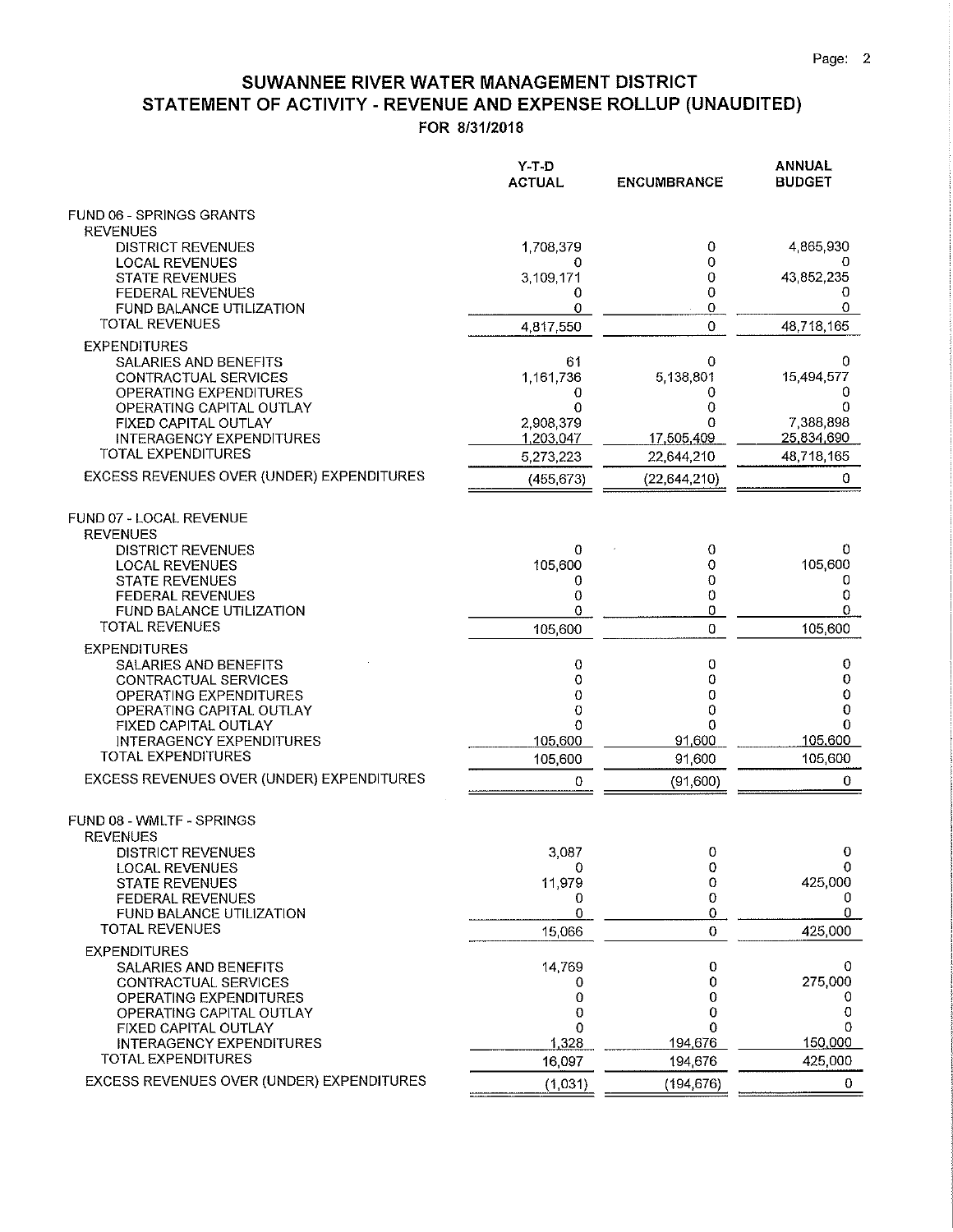# SUWANNEE RIVER WATER MANAGEMENT DISTRICT
## STATEMENT OF ACTIVITY - REVENUE AND EXPENSE ROLLUP (UNAUDITED)
### FOR 8/31/2018

| | Y-T-D ACTUAL | ENCUMBRANCE | ANNUAL BUDGET |
|---|---|---|---|
| **FUND 06 - SPRINGS GRANTS** | | | |
| REVENUES | | | |
| DISTRICT REVENUES | 1,708,379 | 0 | 4,865,930 |
| LOCAL REVENUES | 0 | 0 | 0 |
| STATE REVENUES | 3,109,171 | 0 | 43,852,235 |
| FEDERAL REVENUES | 0 | 0 | 0 |
| FUND BALANCE UTILIZATION | 0 | 0 | 0 |
| TOTAL REVENUES | 4,817,550 | 0 | 48,718,165 |
| EXPENDITURES | | | |
| SALARIES AND BENEFITS | 61 | 0 | 0 |
| CONTRACTUAL SERVICES | 1,161,736 | 5,138,801 | 15,494,577 |
| OPERATING EXPENDITURES | 0 | 0 | 0 |
| OPERATING CAPITAL OUTLAY | 0 | 0 | 0 |
| FIXED CAPITAL OUTLAY | 2,908,379 | 0 | 7,388,898 |
| INTERAGENCY EXPENDITURES | 1,203,047 | 17,505,409 | 25,834,690 |
| TOTAL EXPENDITURES | 5,273,223 | 22,644,210 | 48,718,165 |
| EXCESS REVENUES OVER (UNDER) EXPENDITURES | (455,673) | (22,644,210) | 0 |
| **FUND 07 - LOCAL REVENUE** | | | |
| REVENUES | | | |
| DISTRICT REVENUES | 0 | 0 | 0 |
| LOCAL REVENUES | 105,600 | 0 | 105,600 |
| STATE REVENUES | 0 | 0 | 0 |
| FEDERAL REVENUES | 0 | 0 | 0 |
| FUND BALANCE UTILIZATION | 0 | 0 | 0 |
| TOTAL REVENUES | 105,600 | 0 | 105,600 |
| EXPENDITURES | | | |
| SALARIES AND BENEFITS | 0 | 0 | 0 |
| CONTRACTUAL SERVICES | 0 | 0 | 0 |
| OPERATING EXPENDITURES | 0 | 0 | 0 |
| OPERATING CAPITAL OUTLAY | 0 | 0 | 0 |
| FIXED CAPITAL OUTLAY | 0 | 0 | 0 |
| INTERAGENCY EXPENDITURES | 105,600 | 91,600 | 105,600 |
| TOTAL EXPENDITURES | 105,600 | 91,600 | 105,600 |
| EXCESS REVENUES OVER (UNDER) EXPENDITURES | 0 | (91,600) | 0 |
| **FUND 08 - WMLTF - SPRINGS** | | | |
| REVENUES | | | |
| DISTRICT REVENUES | 3,087 | 0 | 0 |
| LOCAL REVENUES | 0 | 0 | 0 |
| STATE REVENUES | 11,979 | 0 | 425,000 |
| FEDERAL REVENUES | 0 | 0 | 0 |
| FUND BALANCE UTILIZATION | 0 | 0 | 0 |
| TOTAL REVENUES | 15,066 | 0 | 425,000 |
| EXPENDITURES | | | |
| SALARIES AND BENEFITS | 14,769 | 0 | 0 |
| CONTRACTUAL SERVICES | 0 | 0 | 275,000 |
| OPERATING EXPENDITURES | 0 | 0 | 0 |
| OPERATING CAPITAL OUTLAY | 0 | 0 | 0 |
| FIXED CAPITAL OUTLAY | 0 | 0 | 0 |
| INTERAGENCY EXPENDITURES | 1,328 | 194,676 | 150,000 |
| TOTAL EXPENDITURES | 16,097 | 194,676 | 425,000 |
| EXCESS REVENUES OVER (UNDER) EXPENDITURES | (1,031) | (194,676) | 0 |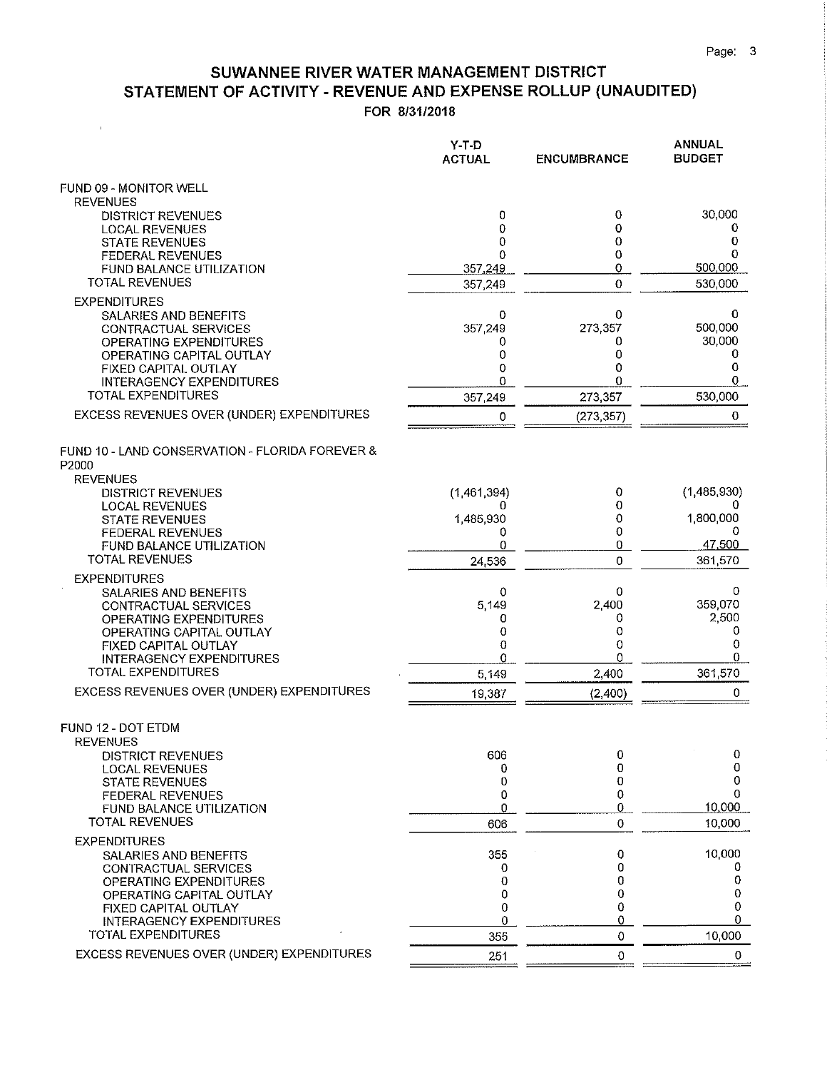# SUWANNEE RIVER WATER MANAGEMENT DISTRICT
## STATEMENT OF ACTIVITY - REVENUE AND EXPENSE ROLLUP (UNAUDITED)
### FOR 8/31/2018

| | Y-T-D ACTUAL | ENCUMBRANCE | ANNUAL BUDGET |
|---|---|---|---|
| **FUND 09 - MONITOR WELL** | | | |
| REVENUES | | | |
| DISTRICT REVENUES | 0 | 0 | 30,000 |
| LOCAL REVENUES | 0 | 0 | 0 |
| STATE REVENUES | 0 | 0 | 0 |
| FEDERAL REVENUES | 0 | 0 | 0 |
| FUND BALANCE UTILIZATION | 357,249 | 0 | 500,000 |
| TOTAL REVENUES | 357,249 | 0 | 530,000 |
| EXPENDITURES | | | |
| SALARIES AND BENEFITS | 0 | 0 | 0 |
| CONTRACTUAL SERVICES | 357,249 | 273,357 | 500,000 |
| OPERATING EXPENDITURES | 0 | 0 | 30,000 |
| OPERATING CAPITAL OUTLAY | 0 | 0 | 0 |
| FIXED CAPITAL OUTLAY | 0 | 0 | 0 |
| INTERAGENCY EXPENDITURES | 0 | 0 | 0 |
| TOTAL EXPENDITURES | 357,249 | 273,357 | 530,000 |
| EXCESS REVENUES OVER (UNDER) EXPENDITURES | 0 | (273,357) | 0 |
| **FUND 10 - LAND CONSERVATION - FLORIDA FOREVER & P2000** | | | |
| REVENUES | | | |
| DISTRICT REVENUES | (1,461,394) | 0 | (1,485,930) |
| LOCAL REVENUES | 0 | 0 | 0 |
| STATE REVENUES | 1,485,930 | 0 | 1,800,000 |
| FEDERAL REVENUES | 0 | 0 | 0 |
| FUND BALANCE UTILIZATION | 0 | 0 | 47,500 |
| TOTAL REVENUES | 24,536 | 0 | 361,570 |
| EXPENDITURES | | | |
| SALARIES AND BENEFITS | 0 | 0 | 0 |
| CONTRACTUAL SERVICES | 5,149 | 2,400 | 359,070 |
| OPERATING EXPENDITURES | 0 | 0 | 2,500 |
| OPERATING CAPITAL OUTLAY | 0 | 0 | 0 |
| FIXED CAPITAL OUTLAY | 0 | 0 | 0 |
| INTERAGENCY EXPENDITURES | 0 | 0 | 0 |
| TOTAL EXPENDITURES | 5,149 | 2,400 | 361,570 |
| EXCESS REVENUES OVER (UNDER) EXPENDITURES | 19,387 | (2,400) | 0 |
| **FUND 12 - DOT ETDM** | | | |
| REVENUES | | | |
| DISTRICT REVENUES | 606 | 0 | 0 |
| LOCAL REVENUES | 0 | 0 | 0 |
| STATE REVENUES | 0 | 0 | 0 |
| FEDERAL REVENUES | 0 | 0 | 0 |
| FUND BALANCE UTILIZATION | 0 | 0 | 10,000 |
| TOTAL REVENUES | 606 | 0 | 10,000 |
| EXPENDITURES | | | |
| SALARIES AND BENEFITS | 355 | 0 | 10,000 |
| CONTRACTUAL SERVICES | 0 | 0 | 0 |
| OPERATING EXPENDITURES | 0 | 0 | 0 |
| OPERATING CAPITAL OUTLAY | 0 | 0 | 0 |
| FIXED CAPITAL OUTLAY | 0 | 0 | 0 |
| INTERAGENCY EXPENDITURES | 0 | 0 | 0 |
| TOTAL EXPENDITURES | 355 | 0 | 10,000 |
| EXCESS REVENUES OVER (UNDER) EXPENDITURES | 251 | 0 | 0 |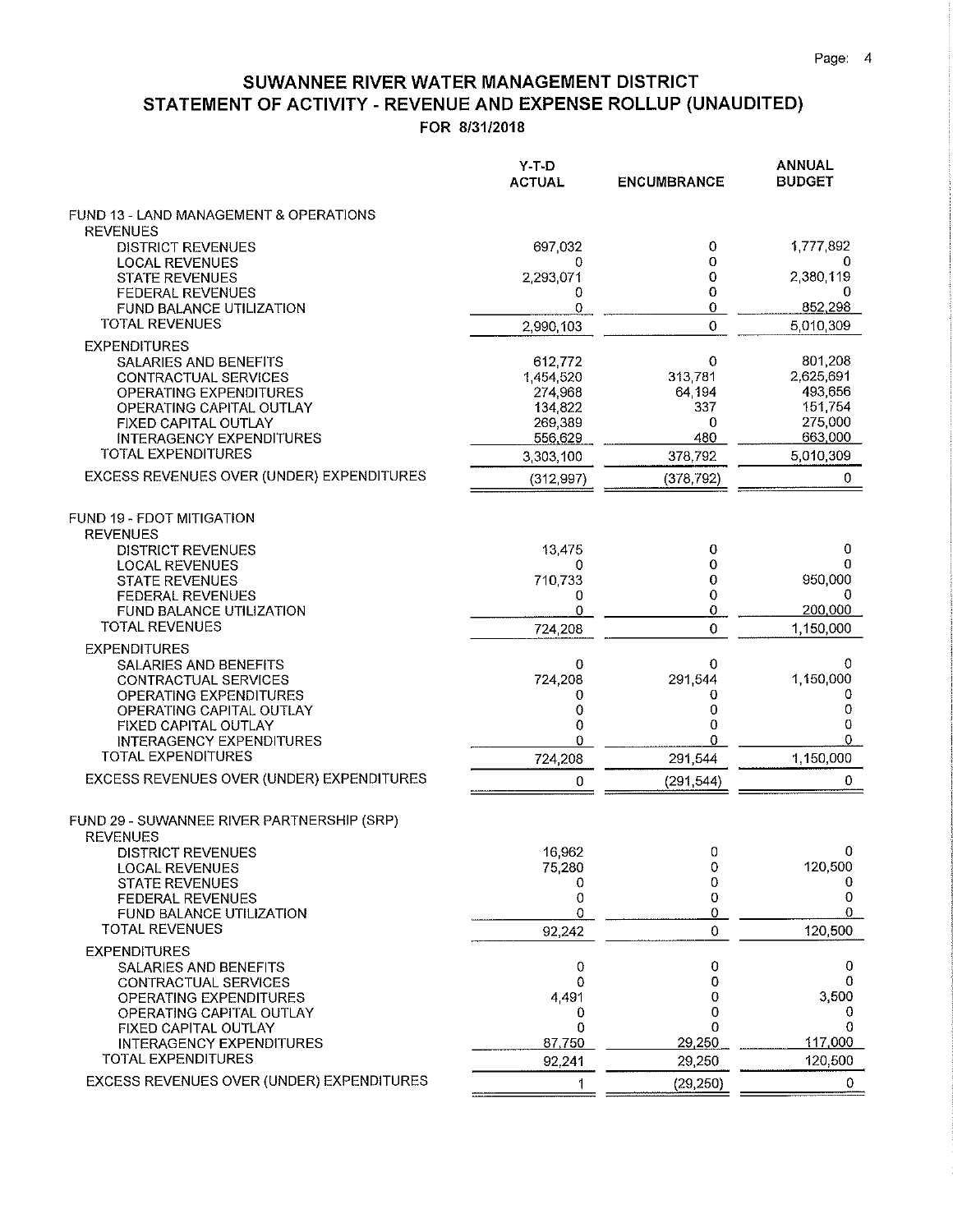# SUWANNEE RIVER WATER MANAGEMENT DISTRICT
## STATEMENT OF ACTIVITY - REVENUE AND EXPENSE ROLLUP (UNAUDITED)
### FOR 8/31/2018

| | Y-T-D ACTUAL | ENCUMBRANCE | ANNUAL BUDGET |
|---|---|---|---|
| **FUND 13 - LAND MANAGEMENT & OPERATIONS** | | | |
| REVENUES | | | |
| DISTRICT REVENUES | 697,032 | 0 | 1,777,892 |
| LOCAL REVENUES | 0 | 0 | 0 |
| STATE REVENUES | 2,293,071 | 0 | 2,380,119 |
| FEDERAL REVENUES | 0 | 0 | 0 |
| FUND BALANCE UTILIZATION | 0 | 0 | 852,298 |
| TOTAL REVENUES | 2,990,103 | 0 | 5,010,309 |
| EXPENDITURES | | | |
| SALARIES AND BENEFITS | 612,772 | 0 | 801,208 |
| CONTRACTUAL SERVICES | 1,454,520 | 313,781 | 2,625,691 |
| OPERATING EXPENDITURES | 274,968 | 64,194 | 493,656 |
| OPERATING CAPITAL OUTLAY | 134,822 | 337 | 151,754 |
| FIXED CAPITAL OUTLAY | 269,389 | 0 | 275,000 |
| INTERAGENCY EXPENDITURES | 556,629 | 480 | 663,000 |
| TOTAL EXPENDITURES | 3,303,100 | 378,792 | 5,010,309 |
| EXCESS REVENUES OVER (UNDER) EXPENDITURES | (312,997) | (378,792) | 0 |
| **FUND 19 - FDOT MITIGATION** | | | |
| REVENUES | | | |
| DISTRICT REVENUES | 13,475 | 0 | 0 |
| LOCAL REVENUES | 0 | 0 | 0 |
| STATE REVENUES | 710,733 | 0 | 950,000 |
| FEDERAL REVENUES | 0 | 0 | 0 |
| FUND BALANCE UTILIZATION | 0 | 0 | 200,000 |
| TOTAL REVENUES | 724,208 | 0 | 1,150,000 |
| EXPENDITURES | | | |
| SALARIES AND BENEFITS | 0 | 0 | 0 |
| CONTRACTUAL SERVICES | 724,208 | 291,544 | 1,150,000 |
| OPERATING EXPENDITURES | 0 | 0 | 0 |
| OPERATING CAPITAL OUTLAY | 0 | 0 | 0 |
| FIXED CAPITAL OUTLAY | 0 | 0 | 0 |
| INTERAGENCY EXPENDITURES | 0 | 0 | 0 |
| TOTAL EXPENDITURES | 724,208 | 291,544 | 1,150,000 |
| EXCESS REVENUES OVER (UNDER) EXPENDITURES | 0 | (291,544) | 0 |
| **FUND 29 - SUWANNEE RIVER PARTNERSHIP (SRP)** | | | |
| REVENUES | | | |
| DISTRICT REVENUES | 16,962 | 0 | 0 |
| LOCAL REVENUES | 75,280 | 0 | 120,500 |
| STATE REVENUES | 0 | 0 | 0 |
| FEDERAL REVENUES | 0 | 0 | 0 |
| FUND BALANCE UTILIZATION | 0 | 0 | 0 |
| TOTAL REVENUES | 92,242 | 0 | 120,500 |
| EXPENDITURES | | | |
| SALARIES AND BENEFITS | 0 | 0 | 0 |
| CONTRACTUAL SERVICES | 0 | 0 | 0 |
| OPERATING EXPENDITURES | 4,491 | 0 | 3,500 |
| OPERATING CAPITAL OUTLAY | 0 | 0 | 0 |
| FIXED CAPITAL OUTLAY | 0 | 0 | 0 |
| INTERAGENCY EXPENDITURES | 87,750 | 29,250 | 117,000 |
| TOTAL EXPENDITURES | 92,241 | 29,250 | 120,500 |
| EXCESS REVENUES OVER (UNDER) EXPENDITURES | 1 | (29,250) | 0 |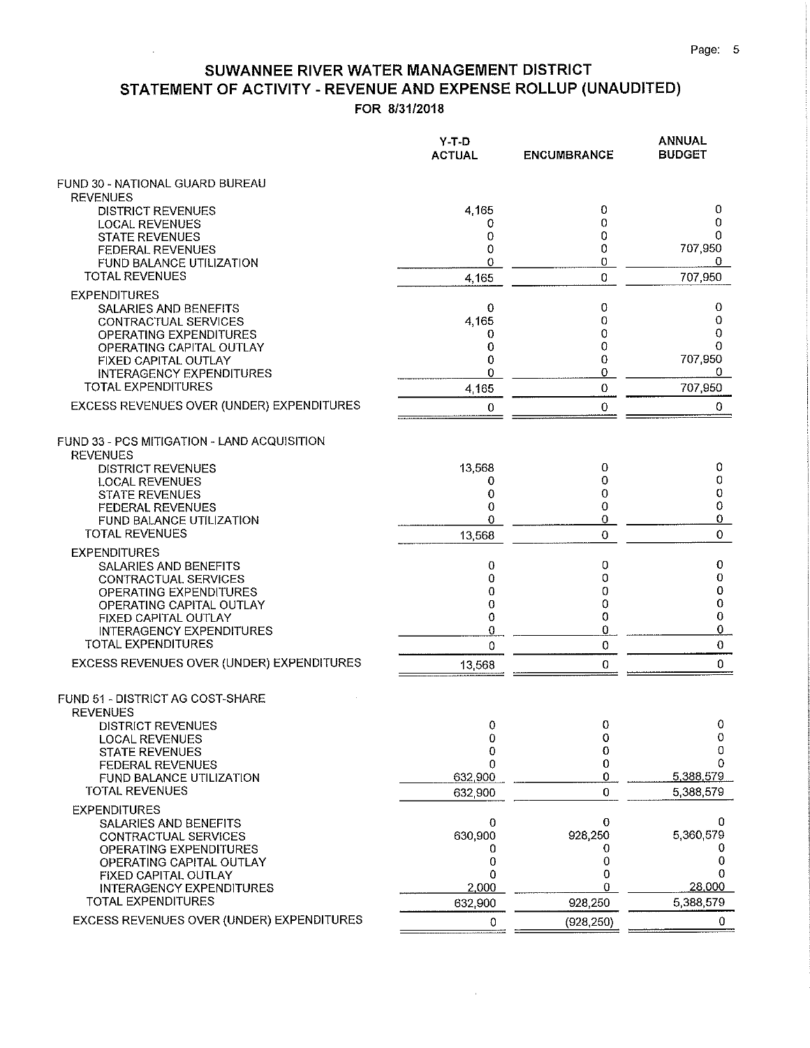# SUWANNEE RIVER WATER MANAGEMENT DISTRICT
## STATEMENT OF ACTIVITY - REVENUE AND EXPENSE ROLLUP (UNAUDITED)
### FOR 8/31/2018

| | Y-T-D ACTUAL | ENCUMBRANCE | ANNUAL BUDGET |
|---|---|---|---|
| **FUND 30 - NATIONAL GUARD BUREAU** | | | |
| REVENUES | | | |
| DISTRICT REVENUES | 4,165 | 0 | 0 |
| LOCAL REVENUES | 0 | 0 | 0 |
| STATE REVENUES | 0 | 0 | 0 |
| FEDERAL REVENUES | 0 | 0 | 707,950 |
| FUND BALANCE UTILIZATION | 0 | 0 | 0 |
| TOTAL REVENUES | 4,165 | 0 | 707,950 |
| EXPENDITURES | | | |
| SALARIES AND BENEFITS | 0 | 0 | 0 |
| CONTRACTUAL SERVICES | 4,165 | 0 | 0 |
| OPERATING EXPENDITURES | 0 | 0 | 0 |
| OPERATING CAPITAL OUTLAY | 0 | 0 | 0 |
| FIXED CAPITAL OUTLAY | 0 | 0 | 707,950 |
| INTERAGENCY EXPENDITURES | 0 | 0 | 0 |
| TOTAL EXPENDITURES | 4,165 | 0 | 707,950 |
| EXCESS REVENUES OVER (UNDER) EXPENDITURES | 0 | 0 | 0 |
| **FUND 33 - PCS MITIGATION - LAND ACQUISITION** | | | |
| REVENUES | | | |
| DISTRICT REVENUES | 13,568 | 0 | 0 |
| LOCAL REVENUES | 0 | 0 | 0 |
| STATE REVENUES | 0 | 0 | 0 |
| FEDERAL REVENUES | 0 | 0 | 0 |
| FUND BALANCE UTILIZATION | 0 | 0 | 0 |
| TOTAL REVENUES | 13,568 | 0 | 0 |
| EXPENDITURES | | | |
| SALARIES AND BENEFITS | 0 | 0 | 0 |
| CONTRACTUAL SERVICES | 0 | 0 | 0 |
| OPERATING EXPENDITURES | 0 | 0 | 0 |
| OPERATING CAPITAL OUTLAY | 0 | 0 | 0 |
| FIXED CAPITAL OUTLAY | 0 | 0 | 0 |
| INTERAGENCY EXPENDITURES | 0 | 0 | 0 |
| TOTAL EXPENDITURES | 0 | 0 | 0 |
| EXCESS REVENUES OVER (UNDER) EXPENDITURES | 13,568 | 0 | 0 |
| **FUND 51 - DISTRICT AG COST-SHARE** | | | |
| REVENUES | | | |
| DISTRICT REVENUES | 0 | 0 | 0 |
| LOCAL REVENUES | 0 | 0 | 0 |
| STATE REVENUES | 0 | 0 | 0 |
| FEDERAL REVENUES | 0 | 0 | 0 |
| FUND BALANCE UTILIZATION | 632,900 | 0 | 5,388,579 |
| TOTAL REVENUES | 632,900 | 0 | 5,388,579 |
| EXPENDITURES | | | |
| SALARIES AND BENEFITS | 0 | 0 | 0 |
| CONTRACTUAL SERVICES | 630,900 | 928,250 | 5,360,579 |
| OPERATING EXPENDITURES | 0 | 0 | 0 |
| OPERATING CAPITAL OUTLAY | 0 | 0 | 0 |
| FIXED CAPITAL OUTLAY | 0 | 0 | 0 |
| INTERAGENCY EXPENDITURES | 2,000 | 0 | 28,000 |
| TOTAL EXPENDITURES | 632,900 | 928,250 | 5,388,579 |
| EXCESS REVENUES OVER (UNDER) EXPENDITURES | 0 | (928,250) | 0 |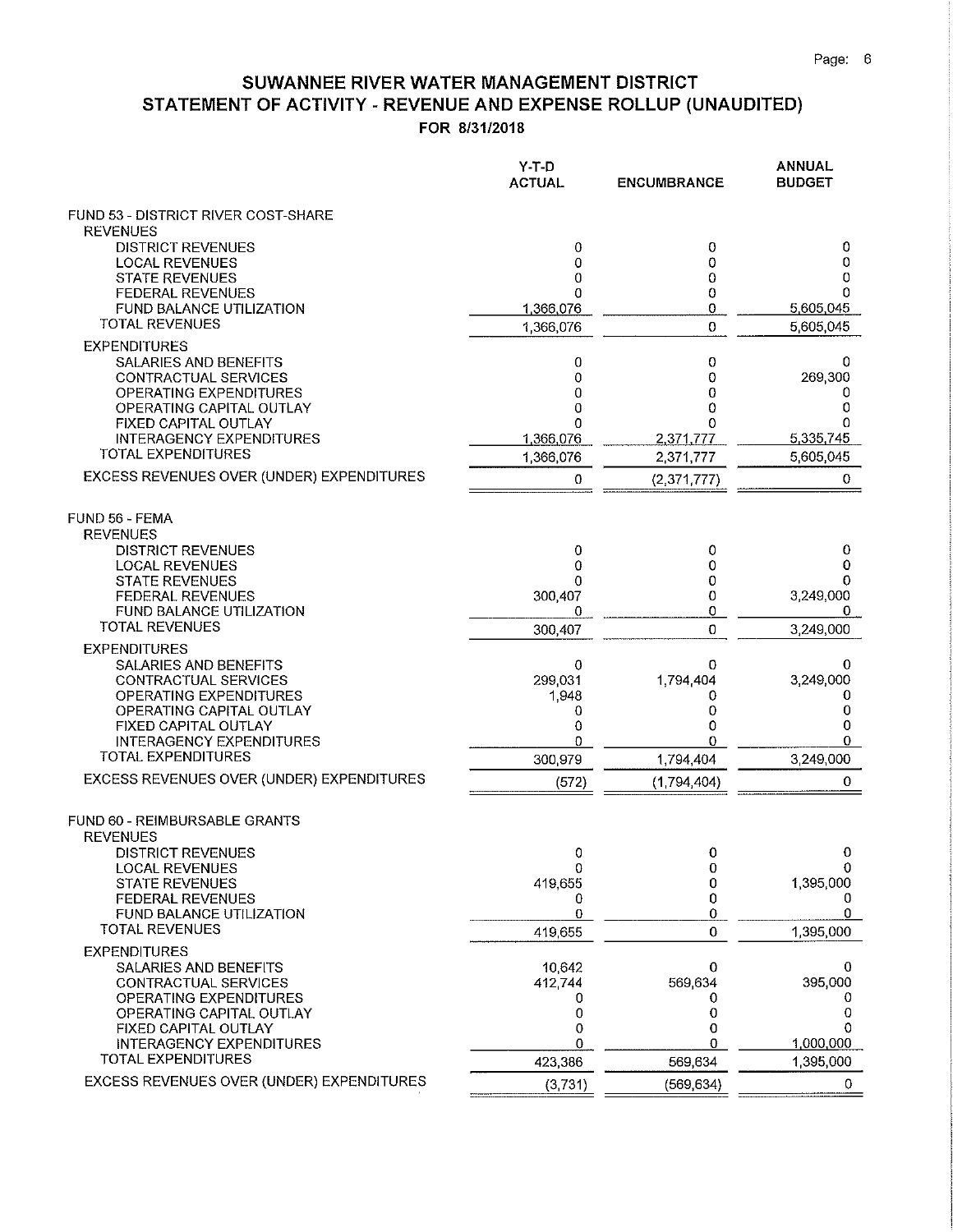# SUWANNEE RIVER WATER MANAGEMENT DISTRICT
## STATEMENT OF ACTIVITY - REVENUE AND EXPENSE ROLLUP (UNAUDITED)
### FOR 8/31/2018

| | Y-T-D ACTUAL | ENCUMBRANCE | ANNUAL BUDGET |
|---|---|---|---|
| **FUND 53 - DISTRICT RIVER COST-SHARE** | | | |
| REVENUES | | | |
| DISTRICT REVENUES | 0 | 0 | 0 |
| LOCAL REVENUES | 0 | 0 | 0 |
| STATE REVENUES | 0 | 0 | 0 |
| FEDERAL REVENUES | 0 | 0 | 0 |
| FUND BALANCE UTILIZATION | 1,366,076 | 0 | 5,605,045 |
| TOTAL REVENUES | 1,366,076 | 0 | 5,605,045 |
| EXPENDITURES | | | |
| SALARIES AND BENEFITS | 0 | 0 | 0 |
| CONTRACTUAL SERVICES | 0 | 0 | 269,300 |
| OPERATING EXPENDITURES | 0 | 0 | 0 |
| OPERATING CAPITAL OUTLAY | 0 | 0 | 0 |
| FIXED CAPITAL OUTLAY | 0 | 0 | 0 |
| INTERAGENCY EXPENDITURES | 1,366,076 | 2,371,777 | 5,335,745 |
| TOTAL EXPENDITURES | 1,366,076 | 2,371,777 | 5,605,045 |
| EXCESS REVENUES OVER (UNDER) EXPENDITURES | 0 | (2,371,777) | 0 |
| **FUND 56 - FEMA** | | | |
| REVENUES | | | |
| DISTRICT REVENUES | 0 | 0 | 0 |
| LOCAL REVENUES | 0 | 0 | 0 |
| STATE REVENUES | 0 | 0 | 0 |
| FEDERAL REVENUES | 300,407 | 0 | 3,249,000 |
| FUND BALANCE UTILIZATION | 0 | 0 | 0 |
| TOTAL REVENUES | 300,407 | 0 | 3,249,000 |
| EXPENDITURES | | | |
| SALARIES AND BENEFITS | 0 | 0 | 0 |
| CONTRACTUAL SERVICES | 299,031 | 1,794,404 | 3,249,000 |
| OPERATING EXPENDITURES | 1,948 | 0 | 0 |
| OPERATING CAPITAL OUTLAY | 0 | 0 | 0 |
| FIXED CAPITAL OUTLAY | 0 | 0 | 0 |
| INTERAGENCY EXPENDITURES | 0 | 0 | 0 |
| TOTAL EXPENDITURES | 300,979 | 1,794,404 | 3,249,000 |
| EXCESS REVENUES OVER (UNDER) EXPENDITURES | (572) | (1,794,404) | 0 |
| **FUND 60 - REIMBURSABLE GRANTS** | | | |
| REVENUES | | | |
| DISTRICT REVENUES | 0 | 0 | 0 |
| LOCAL REVENUES | 0 | 0 | 0 |
| STATE REVENUES | 419,655 | 0 | 1,395,000 |
| FEDERAL REVENUES | 0 | 0 | 0 |
| FUND BALANCE UTILIZATION | 0 | 0 | 0 |
| TOTAL REVENUES | 419,655 | 0 | 1,395,000 |
| EXPENDITURES | | | |
| SALARIES AND BENEFITS | 10,642 | 0 | 0 |
| CONTRACTUAL SERVICES | 412,744 | 569,634 | 395,000 |
| OPERATING EXPENDITURES | 0 | 0 | 0 |
| OPERATING CAPITAL OUTLAY | 0 | 0 | 0 |
| FIXED CAPITAL OUTLAY | 0 | 0 | 0 |
| INTERAGENCY EXPENDITURES | 0 | 0 | 1,000,000 |
| TOTAL EXPENDITURES | 423,386 | 569,634 | 1,395,000 |
| EXCESS REVENUES OVER (UNDER) EXPENDITURES | (3,731) | (569,634) | 0 |